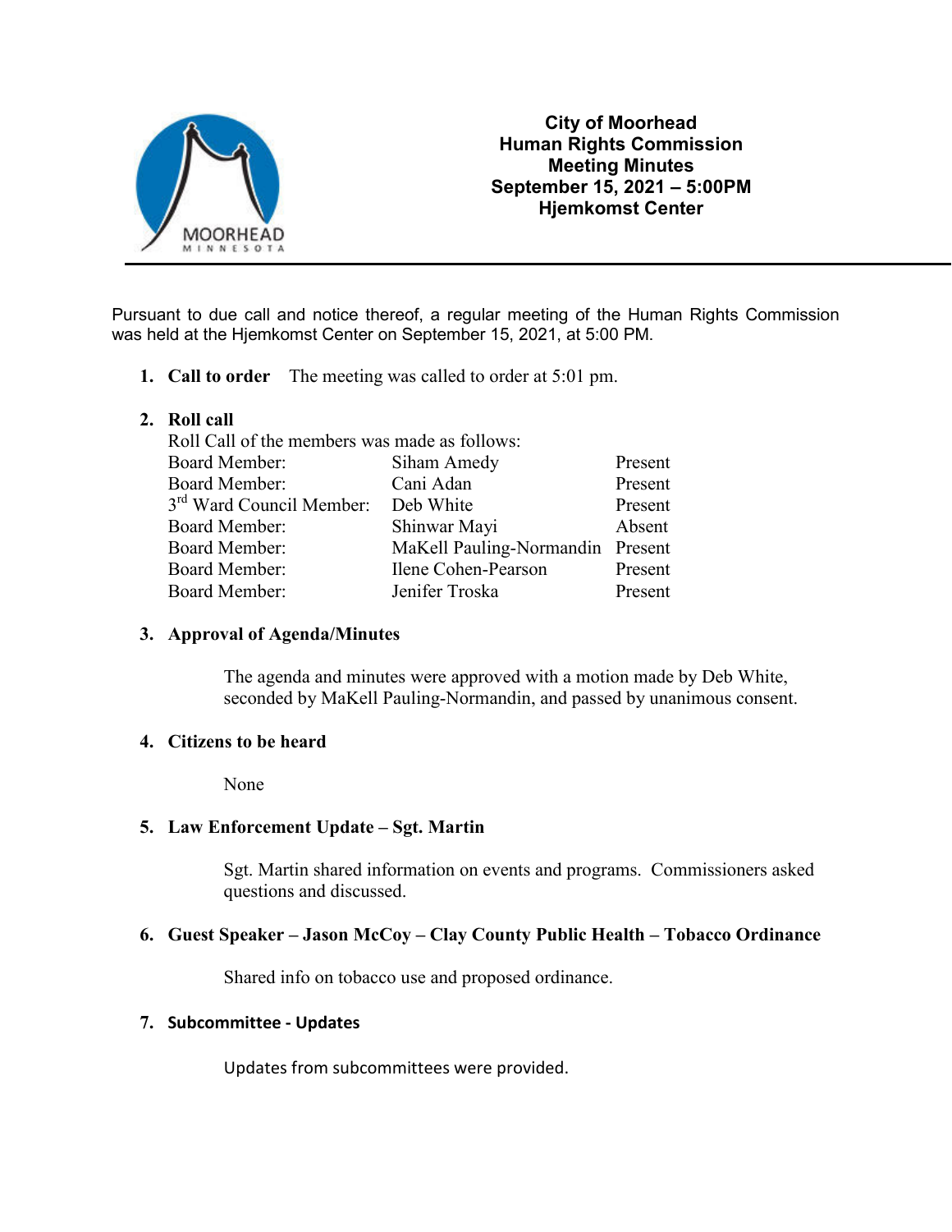# City of Moorhead
## Human Rights Commission
## Meeting Minutes
## September 15, 2021 – 5:00PM
## Hjemkomst Center

Pursuant to due call and notice thereof, a regular meeting of the Human Rights Commission was held at the Hjemkomst Center on September 15, 2021, at 5:00 PM.

1. **Call to order** The meeting was called to order at 5:01 pm.

2. **Roll call**

   Roll Call of the members was made as follows:

| | | |
|---|---|---|
| Board Member: | Siham Amedy | Present |
| Board Member: | Cani Adan | Present |
| 3rd Ward Council Member: | Deb White | Present |
| Board Member: | Shinwar Mayi | Absent |
| Board Member: | MaKell Pauling-Normandin | Present |
| Board Member: | Ilene Cohen-Pearson | Present |
| Board Member: | Jenifer Troska | Present |

3. **Approval of Agenda/Minutes**

   The agenda and minutes were approved with a motion made by Deb White, seconded by MaKell Pauling-Normandin, and passed by unanimous consent.

4. **Citizens to be heard**

   None

5. **Law Enforcement Update – Sgt. Martin**

   Sgt. Martin shared information on events and programs. Commissioners asked questions and discussed.

6. **Guest Speaker – Jason McCoy – Clay County Public Health – Tobacco Ordinance**

   Shared info on tobacco use and proposed ordinance.

7. **Subcommittee - Updates**

   Updates from subcommittees were provided.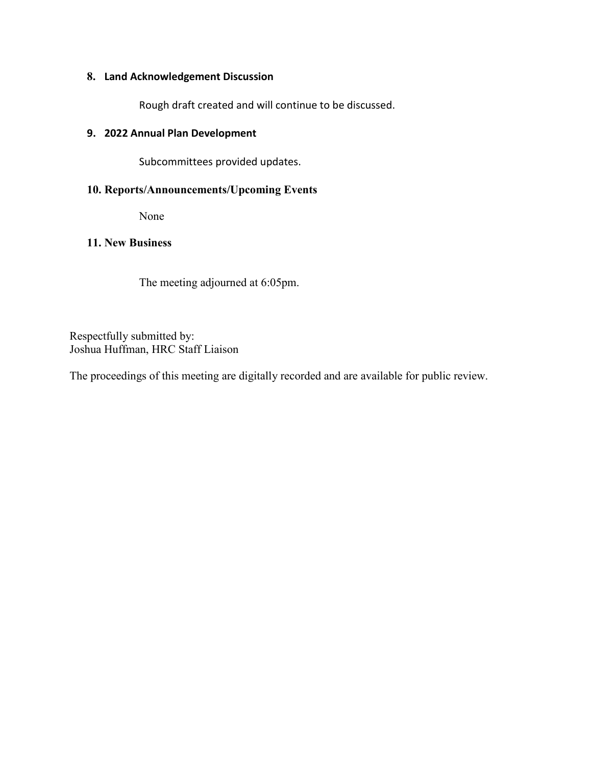**8. Land Acknowledgement Discussion**

Rough draft created and will continue to be discussed.

**9. 2022 Annual Plan Development**

Subcommittees provided updates.

**10. Reports/Announcements/Upcoming Events**

None

**11. New Business**

The meeting adjourned at 6:05pm.

Respectfully submitted by:
Joshua Huffman, HRC Staff Liaison

The proceedings of this meeting are digitally recorded and are available for public review.